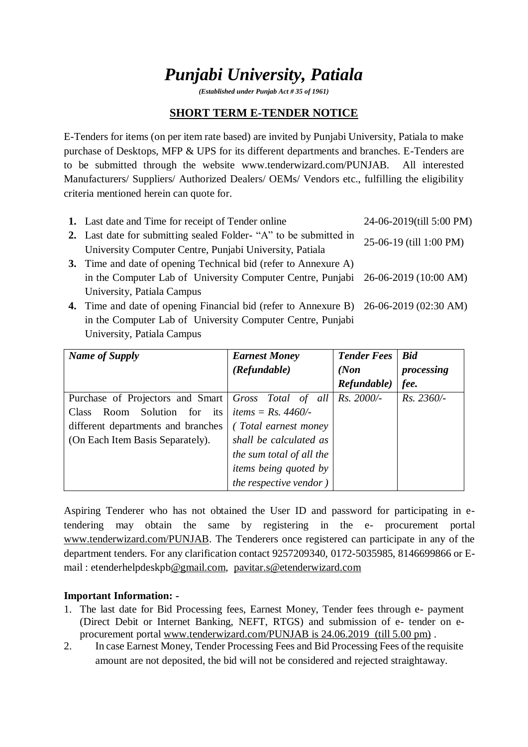# *Punjabi University, Patiala*

***(Established under Punjab Act # 35 of 1961)***

## SHORT TERM E-TENDER NOTICE

E-Tenders for items (on per item rate based) are invited by Punjabi University, Patiala to make purchase of Desktops, MFP & UPS for its different departments and branches. E-Tenders are to be submitted through the website www.tenderwizard.com/PUNJAB. All interested Manufacturers/ Suppliers/ Authorized Dealers/ OEMs/ Vendors etc., fulfilling the eligibility criteria mentioned herein can quote for.

| | | |
|---|---|---|
| **1.** | Last date and Time for receipt of Tender online | 24-06-2019(till 5:00 PM) |
| **2.** | Last date for submitting sealed Folder- "A" to be submitted in University Computer Centre, Punjabi University, Patiala | 25-06-19 (till 1:00 PM) |
| **3.** | Time and date of opening Technical bid (refer to Annexure A) in the Computer Lab of University Computer Centre, Punjabi University, Patiala Campus | 26-06-2019 (10:00 AM) |
| **4.** | Time and date of opening Financial bid (refer to Annexure B) in the Computer Lab of University Computer Centre, Punjabi University, Patiala Campus | 26-06-2019 (02:30 AM) |

| ***Name of Supply*** | ***Earnest Money (Refundable)*** | ***Tender Fees (Non Refundable)*** | ***Bid processing fee.*** |
|---|---|---|---|
| Purchase of Projectors and Smart Class Room Solution for its different departments and branches (On Each Item Basis Separately). | *Gross Total of all items = Rs. 4460/- ( Total earnest money shall be calculated as the sum total of all the items being quoted by the respective vendor )* | *Rs. 2000/-* | *Rs. 2360/-* |

Aspiring Tenderer who has not obtained the User ID and password for participating in e-tendering may obtain the same by registering in the e- procurement portal www.tenderwizard.com/PUNJAB. The Tenderers once registered can participate in any of the department tenders. For any clarification contact 9257209340, 0172-5035985, 8146699866 or E-mail : etenderhelpdeskpb@gmail.com, pavitar.s@etenderwizard.com

**Important Information: -**

1. The last date for Bid Processing fees, Earnest Money, Tender fees through e- payment (Direct Debit or Internet Banking, NEFT, RTGS) and submission of e- tender on e-procurement portal www.tenderwizard.com/PUNJAB is 24.06.2019 (till 5.00 pm) .
2. In case Earnest Money, Tender Processing Fees and Bid Processing Fees of the requisite amount are not deposited, the bid will not be considered and rejected straightaway.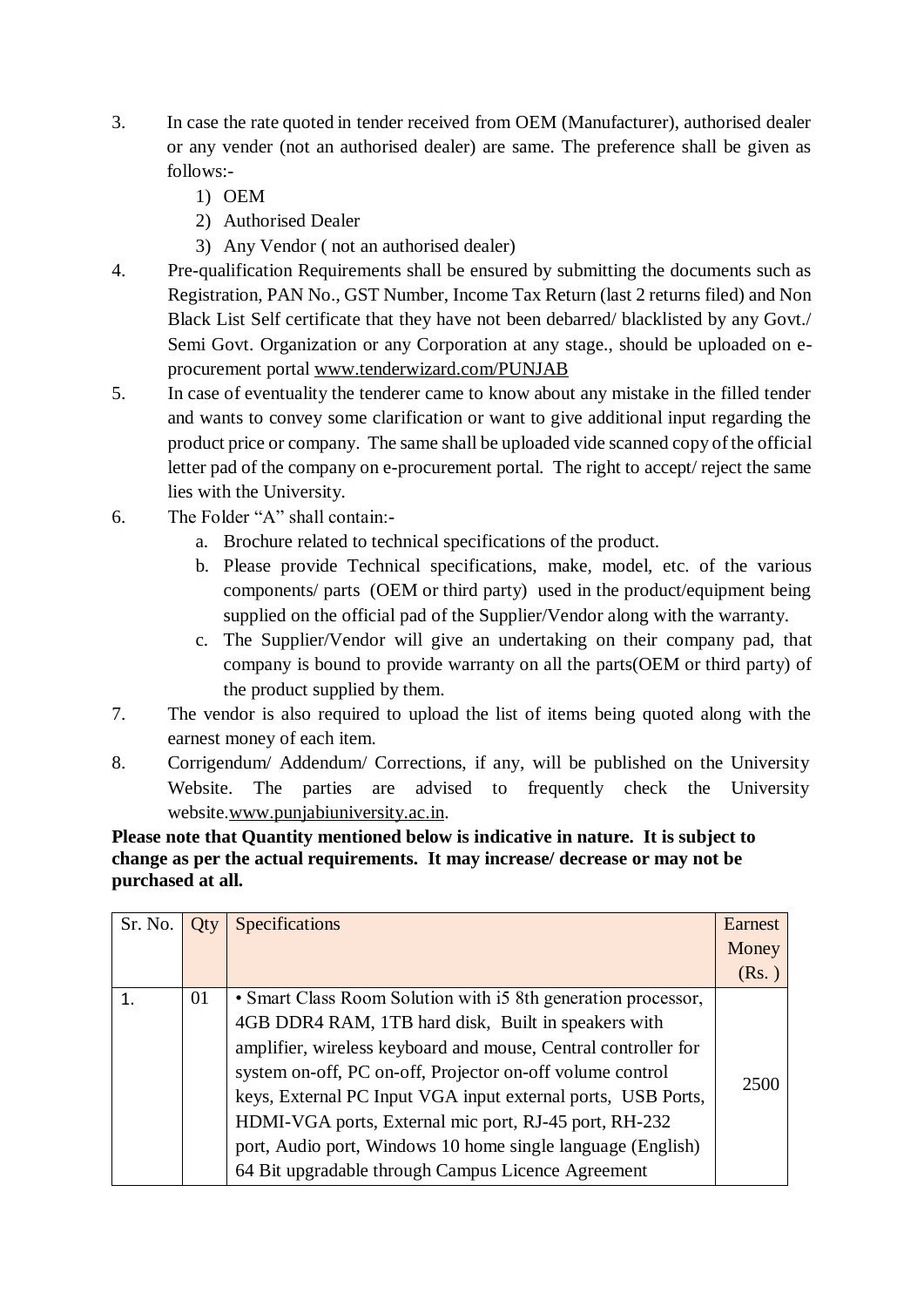3. In case the rate quoted in tender received from OEM (Manufacturer), authorised dealer or any vender (not an authorised dealer) are same. The preference shall be given as follows:-
    1) OEM
    2) Authorised Dealer
    3) Any Vendor ( not an authorised dealer)
4. Pre-qualification Requirements shall be ensured by submitting the documents such as Registration, PAN No., GST Number, Income Tax Return (last 2 returns filed) and Non Black List Self certificate that they have not been debarred/ blacklisted by any Govt./ Semi Govt. Organization or any Corporation at any stage., should be uploaded on e-procurement portal www.tenderwizard.com/PUNJAB
5. In case of eventuality the tenderer came to know about any mistake in the filled tender and wants to convey some clarification or want to give additional input regarding the product price or company. The same shall be uploaded vide scanned copy of the official letter pad of the company on e-procurement portal. The right to accept/ reject the same lies with the University.
6. The Folder "A" shall contain:-
    a. Brochure related to technical specifications of the product.
    b. Please provide Technical specifications, make, model, etc. of the various components/ parts (OEM or third party) used in the product/equipment being supplied on the official pad of the Supplier/Vendor along with the warranty.
    c. The Supplier/Vendor will give an undertaking on their company pad, that company is bound to provide warranty on all the parts(OEM or third party) of the product supplied by them.
7. The vendor is also required to upload the list of items being quoted along with the earnest money of each item.
8. Corrigendum/ Addendum/ Corrections, if any, will be published on the University Website. The parties are advised to frequently check the University website.www.punjabiuniversity.ac.in.

**Please note that Quantity mentioned below is indicative in nature. It is subject to change as per the actual requirements. It may increase/ decrease or may not be purchased at all.**

| Sr. No. | Qty | Specifications | Earnest Money (Rs. ) |
|---|---|---|---|
| 1. | 01 | • Smart Class Room Solution with i5 8th generation processor, 4GB DDR4 RAM, 1TB hard disk, Built in speakers with amplifier, wireless keyboard and mouse, Central controller for system on-off, PC on-off, Projector on-off volume control keys, External PC Input VGA input external ports, USB Ports, HDMI-VGA ports, External mic port, RJ-45 port, RH-232 port, Audio port, Windows 10 home single language (English) 64 Bit upgradable through Campus Licence Agreement | 2500 |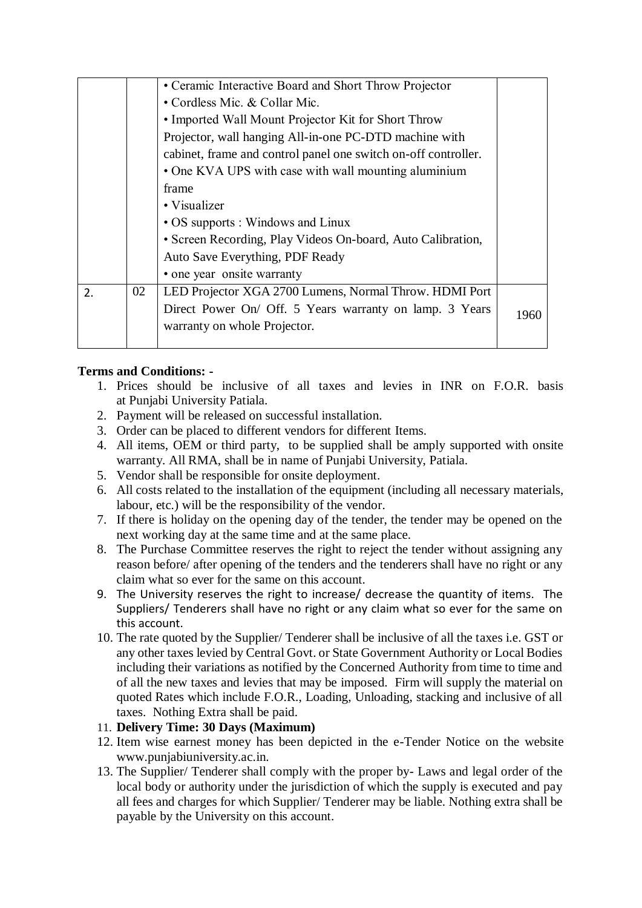| | | | |
|---|---|---|---|
| | | • Ceramic Interactive Board and Short Throw Projector<br>• Cordless Mic. & Collar Mic.<br>• Imported Wall Mount Projector Kit for Short Throw Projector, wall hanging All-in-one PC-DTD machine with cabinet, frame and control panel one switch on-off controller.<br>• One KVA UPS with case with wall mounting aluminium frame<br>• Visualizer<br>• OS supports : Windows and Linux<br>• Screen Recording, Play Videos On-board, Auto Calibration, Auto Save Everything, PDF Ready<br>• one year onsite warranty | |
| 2. | 02 | LED Projector XGA 2700 Lumens, Normal Throw. HDMI Port Direct Power On/ Off. 5 Years warranty on lamp. 3 Years warranty on whole Projector. | 1960 |

**Terms and Conditions: -**

1. Prices should be inclusive of all taxes and levies in INR on F.O.R. basis at Punjabi University Patiala.
2. Payment will be released on successful installation.
3. Order can be placed to different vendors for different Items.
4. All items, OEM or third party, to be supplied shall be amply supported with onsite warranty. All RMA, shall be in name of Punjabi University, Patiala.
5. Vendor shall be responsible for onsite deployment.
6. All costs related to the installation of the equipment (including all necessary materials, labour, etc.) will be the responsibility of the vendor.
7. If there is holiday on the opening day of the tender, the tender may be opened on the next working day at the same time and at the same place.
8. The Purchase Committee reserves the right to reject the tender without assigning any reason before/ after opening of the tenders and the tenderers shall have no right or any claim what so ever for the same on this account.
9. The University reserves the right to increase/ decrease the quantity of items. The Suppliers/ Tenderers shall have no right or any claim what so ever for the same on this account.
10. The rate quoted by the Supplier/ Tenderer shall be inclusive of all the taxes i.e. GST or any other taxes levied by Central Govt. or State Government Authority or Local Bodies including their variations as notified by the Concerned Authority from time to time and of all the new taxes and levies that may be imposed. Firm will supply the material on quoted Rates which include F.O.R., Loading, Unloading, stacking and inclusive of all taxes. Nothing Extra shall be paid.
11. **Delivery Time: 30 Days (Maximum)**
12. Item wise earnest money has been depicted in the e-Tender Notice on the website www.punjabiuniversity.ac.in.
13. The Supplier/ Tenderer shall comply with the proper by- Laws and legal order of the local body or authority under the jurisdiction of which the supply is executed and pay all fees and charges for which Supplier/ Tenderer may be liable. Nothing extra shall be payable by the University on this account.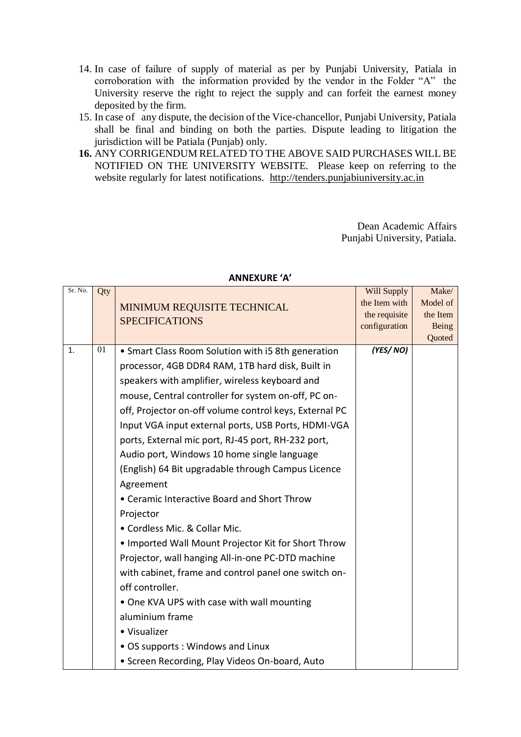14. In case of failure of supply of material as per by Punjabi University, Patiala in corroboration with the information provided by the vendor in the Folder "A" the University reserve the right to reject the supply and can forfeit the earnest money deposited by the firm.
15. In case of any dispute, the decision of the Vice-chancellor, Punjabi University, Patiala shall be final and binding on both the parties. Dispute leading to litigation the jurisdiction will be Patiala (Punjab) only.
16. **ANY CORRIGENDUM RELATED TO THE ABOVE SAID PURCHASES WILL BE NOTIFIED ON THE UNIVERSITY WEBSITE.** Please keep on referring to the website regularly for latest notifications. http://tenders.punjabiuniversity.ac.in

Dean Academic Affairs
Punjabi University, Patiala.

**ANNEXURE 'A'**

| Sr. No. | Qty | MINIMUM REQUISITE TECHNICAL SPECIFICATIONS | Will Supply the Item with the requisite configuration | Make/ Model of the Item Being Quoted |
|---|---|---|---|---|
| 1. | 01 | • Smart Class Room Solution with i5 8th generation processor, 4GB DDR4 RAM, 1TB hard disk, Built in speakers with amplifier, wireless keyboard and mouse, Central controller for system on-off, PC on-off, Projector on-off volume control keys, External PC Input VGA input external ports, USB Ports, HDMI-VGA ports, External mic port, RJ-45 port, RH-232 port, Audio port, Windows 10 home single language (English) 64 Bit upgradable through Campus Licence Agreement<br>• Ceramic Interactive Board and Short Throw Projector<br>• Cordless Mic. & Collar Mic.<br>• Imported Wall Mount Projector Kit for Short Throw Projector, wall hanging All-in-one PC-DTD machine with cabinet, frame and control panel one switch on-off controller.<br>• One KVA UPS with case with wall mounting aluminium frame<br>• Visualizer<br>• OS supports : Windows and Linux<br>• Screen Recording, Play Videos On-board, Auto | ***(YES/ NO)*** | |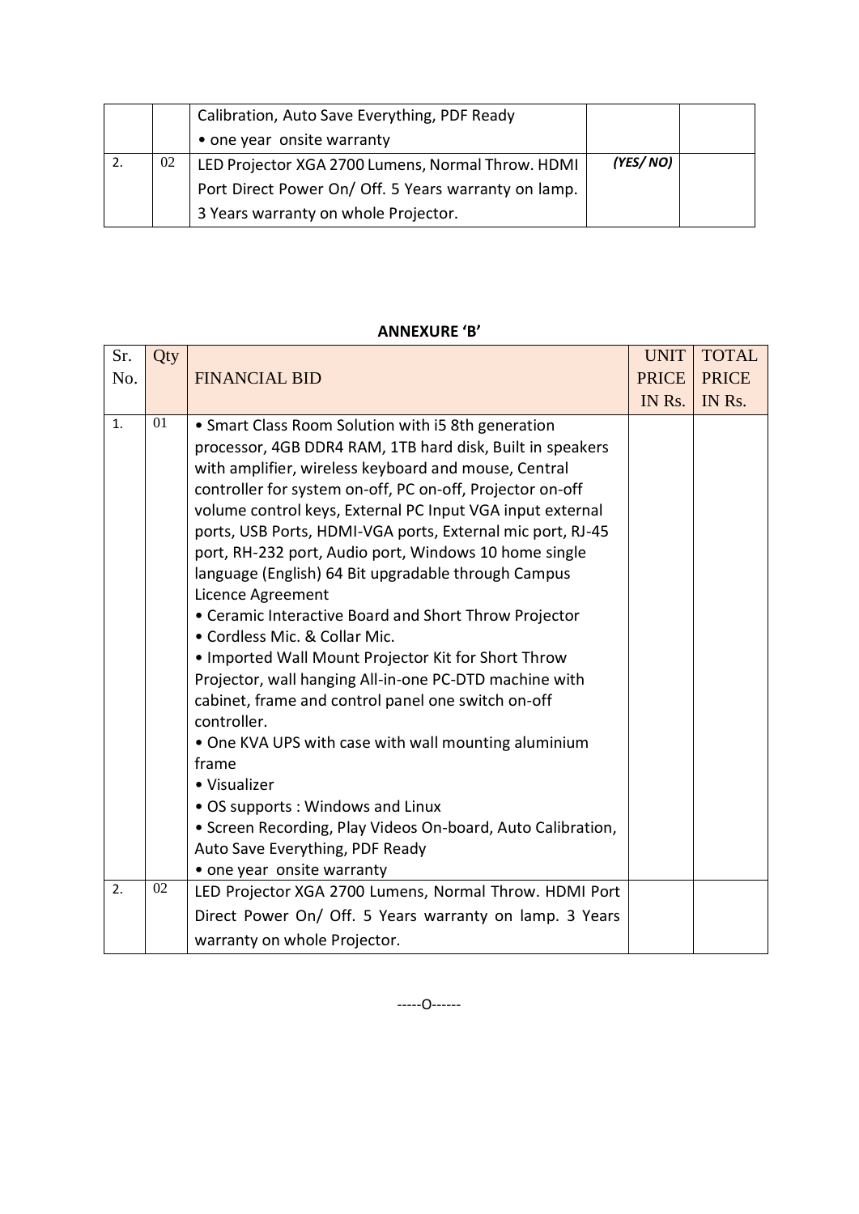| | | | | |
|---|---|---|---|---|
| | | Calibration, Auto Save Everything, PDF Ready<br>• one year onsite warranty | | |
| 2. | 02 | LED Projector XGA 2700 Lumens, Normal Throw. HDMI Port Direct Power On/ Off. 5 Years warranty on lamp. 3 Years warranty on whole Projector. | *(YES/ NO)* | |

**ANNEXURE 'B'**

| Sr. No. | Qty | FINANCIAL BID | UNIT PRICE IN Rs. | TOTAL PRICE IN Rs. |
|---|---|---|---|---|
| 1. | 01 | • Smart Class Room Solution with i5 8th generation processor, 4GB DDR4 RAM, 1TB hard disk, Built in speakers with amplifier, wireless keyboard and mouse, Central controller for system on-off, PC on-off, Projector on-off volume control keys, External PC Input VGA input external ports, USB Ports, HDMI-VGA ports, External mic port, RJ-45 port, RH-232 port, Audio port, Windows 10 home single language (English) 64 Bit upgradable through Campus Licence Agreement<br>• Ceramic Interactive Board and Short Throw Projector<br>• Cordless Mic. & Collar Mic.<br>• Imported Wall Mount Projector Kit for Short Throw Projector, wall hanging All-in-one PC-DTD machine with cabinet, frame and control panel one switch on-off controller.<br>• One KVA UPS with case with wall mounting aluminium frame<br>• Visualizer<br>• OS supports : Windows and Linux<br>• Screen Recording, Play Videos On-board, Auto Calibration, Auto Save Everything, PDF Ready<br>• one year onsite warranty | | |
| 2. | 02 | LED Projector XGA 2700 Lumens, Normal Throw. HDMI Port Direct Power On/ Off. 5 Years warranty on lamp. 3 Years warranty on whole Projector. | | |

-----O------